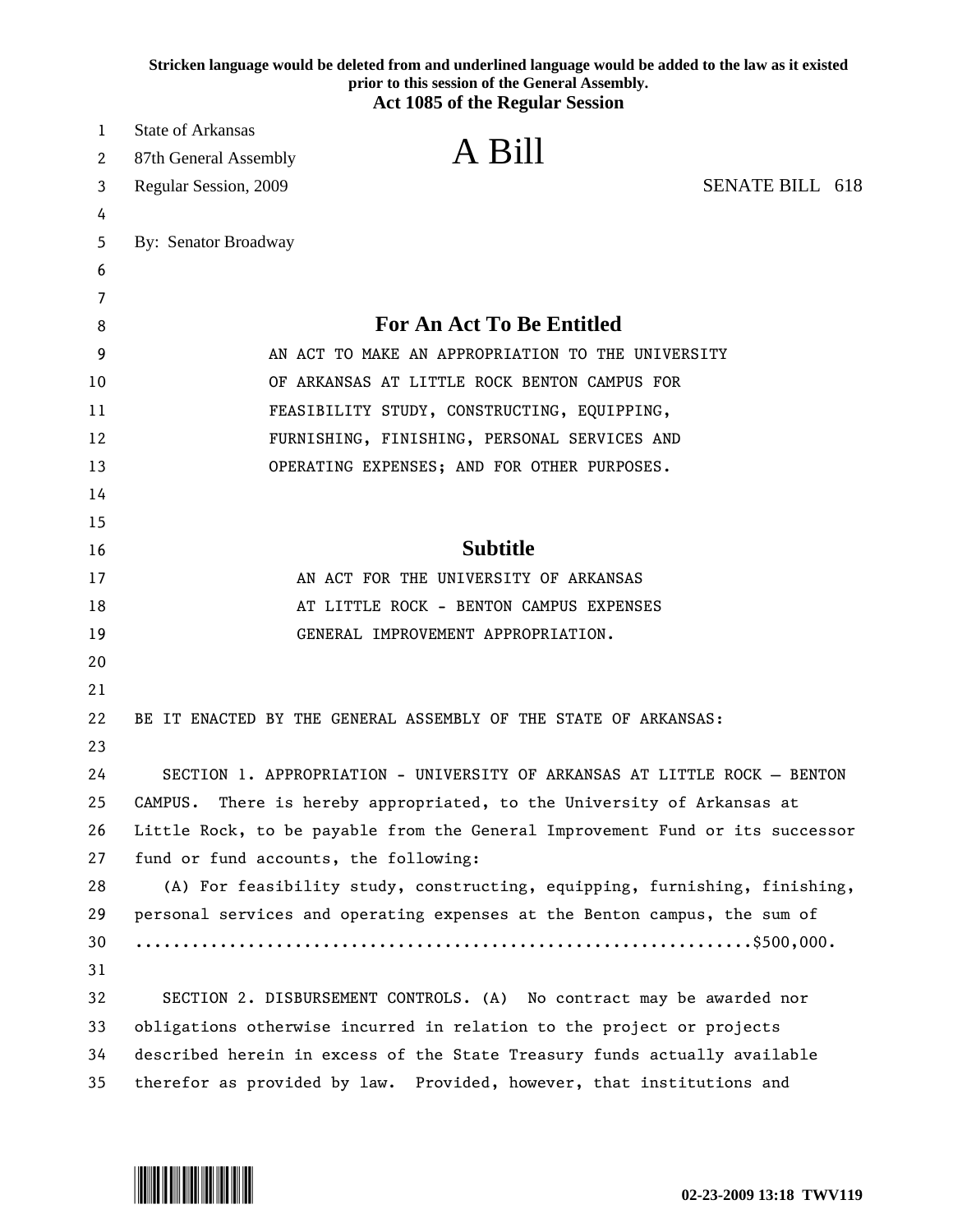Stricken language would be deleted from and underlined language would be added to the law as it existed prior to this session of the General Assembly.

**Act 1085 of the Regular Session**

State of Arkansas
87th General Assembly
Regular Session, 2009

# A Bill

SENATE BILL 618

By: Senator Broadway

## For An Act To Be Entitled

AN ACT TO MAKE AN APPROPRIATION TO THE UNIVERSITY OF ARKANSAS AT LITTLE ROCK BENTON CAMPUS FOR FEASIBILITY STUDY, CONSTRUCTING, EQUIPPING, FURNISHING, FINISHING, PERSONAL SERVICES AND OPERATING EXPENSES; AND FOR OTHER PURPOSES.

## Subtitle

AN ACT FOR THE UNIVERSITY OF ARKANSAS AT LITTLE ROCK - BENTON CAMPUS EXPENSES GENERAL IMPROVEMENT APPROPRIATION.

BE IT ENACTED BY THE GENERAL ASSEMBLY OF THE STATE OF ARKANSAS:

SECTION 1. APPROPRIATION - UNIVERSITY OF ARKANSAS AT LITTLE ROCK – BENTON CAMPUS. There is hereby appropriated, to the University of Arkansas at Little Rock, to be payable from the General Improvement Fund or its successor fund or fund accounts, the following:

(A) For feasibility study, constructing, equipping, furnishing, finishing, personal services and operating expenses at the Benton campus, the sum of ..................................................................$500,000.

SECTION 2. DISBURSEMENT CONTROLS. (A) No contract may be awarded nor obligations otherwise incurred in relation to the project or projects described herein in excess of the State Treasury funds actually available therefor as provided by law. Provided, however, that institutions and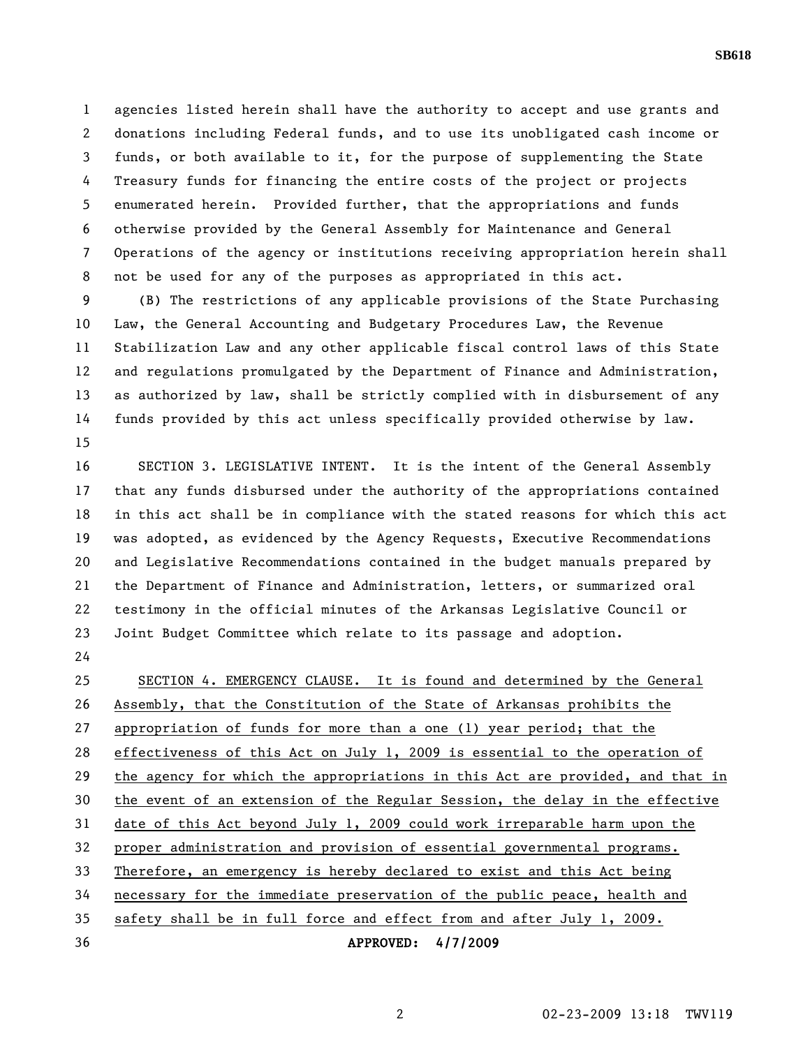agencies listed herein shall have the authority to accept and use grants and donations including Federal funds, and to use its unobligated cash income or funds, or both available to it, for the purpose of supplementing the State Treasury funds for financing the entire costs of the project or projects enumerated herein. Provided further, that the appropriations and funds otherwise provided by the General Assembly for Maintenance and General Operations of the agency or institutions receiving appropriation herein shall not be used for any of the purposes as appropriated in this act.

(B) The restrictions of any applicable provisions of the State Purchasing Law, the General Accounting and Budgetary Procedures Law, the Revenue Stabilization Law and any other applicable fiscal control laws of this State and regulations promulgated by the Department of Finance and Administration, as authorized by law, shall be strictly complied with in disbursement of any funds provided by this act unless specifically provided otherwise by law.

SECTION 3. LEGISLATIVE INTENT. It is the intent of the General Assembly that any funds disbursed under the authority of the appropriations contained in this act shall be in compliance with the stated reasons for which this act was adopted, as evidenced by the Agency Requests, Executive Recommendations and Legislative Recommendations contained in the budget manuals prepared by the Department of Finance and Administration, letters, or summarized oral testimony in the official minutes of the Arkansas Legislative Council or Joint Budget Committee which relate to its passage and adoption.

SECTION 4. EMERGENCY CLAUSE. It is found and determined by the General Assembly, that the Constitution of the State of Arkansas prohibits the appropriation of funds for more than a one (1) year period; that the effectiveness of this Act on July 1, 2009 is essential to the operation of the agency for which the appropriations in this Act are provided, and that in the event of an extension of the Regular Session, the delay in the effective date of this Act beyond July 1, 2009 could work irreparable harm upon the proper administration and provision of essential governmental programs. Therefore, an emergency is hereby declared to exist and this Act being necessary for the immediate preservation of the public peace, health and safety shall be in full force and effect from and after July 1, 2009.

**APPROVED: 4/7/2009**